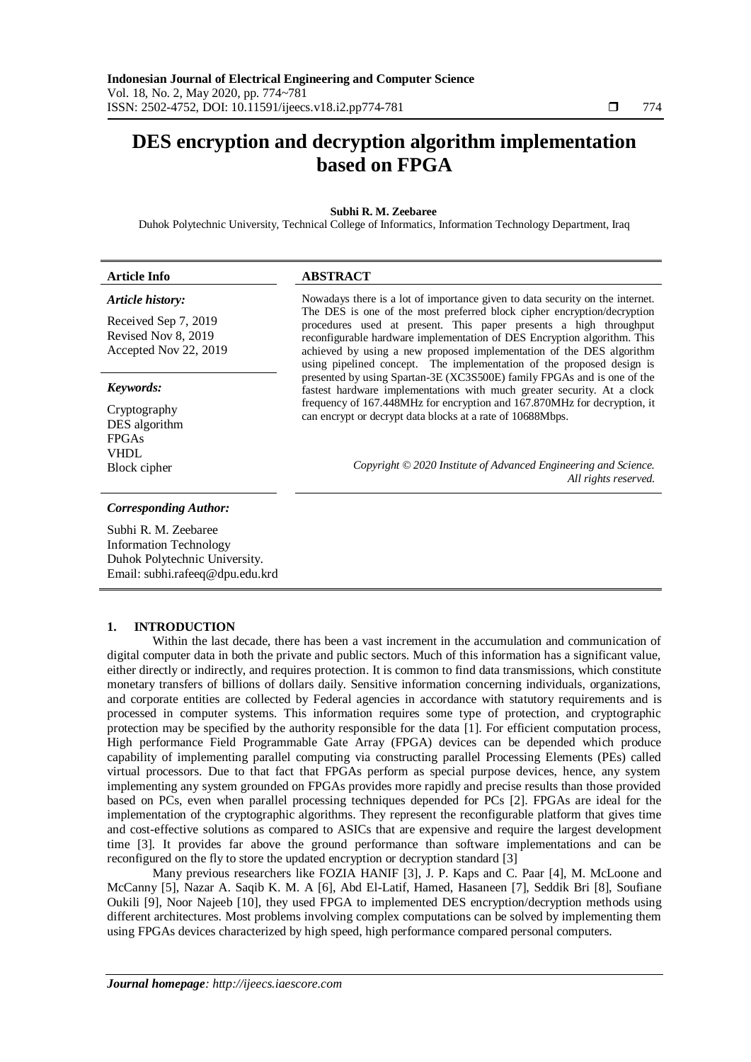# DES encryption and decryption algorithm implementation based on FPGA

**Subhi R. M. Zeebaree**

Duhok Polytechnic University, Technical College of Informatics, Information Technology Department, Iraq

**Article Info**

*Article history:*

Received Sep 7, 2019
Revised Nov 8, 2019
Accepted Nov 22, 2019

*Keywords:*

Cryptography
DES algorithm
FPGAs
VHDL
Block cipher

**ABSTRACT**

Nowadays there is a lot of importance given to data security on the internet. The DES is one of the most preferred block cipher encryption/decryption procedures used at present. This paper presents a high throughput reconfigurable hardware implementation of DES Encryption algorithm. This achieved by using a new proposed implementation of the DES algorithm using pipelined concept. The implementation of the proposed design is presented by using Spartan-3E (XC3S500E) family FPGAs and is one of the fastest hardware implementations with much greater security. At a clock frequency of 167.448MHz for encryption and 167.870MHz for decryption, it can encrypt or decrypt data blocks at a rate of 10688Mbps.

*Copyright © 2020 Institute of Advanced Engineering and Science. All rights reserved.*

*Corresponding Author:*

Subhi R. M. Zeebaree
Information Technology
Duhok Polytechnic University.
Email: subhi.rafeeq@dpu.edu.krd

## 1. INTRODUCTION

Within the last decade, there has been a vast increment in the accumulation and communication of digital computer data in both the private and public sectors. Much of this information has a significant value, either directly or indirectly, and requires protection. It is common to find data transmissions, which constitute monetary transfers of billions of dollars daily. Sensitive information concerning individuals, organizations, and corporate entities are collected by Federal agencies in accordance with statutory requirements and is processed in computer systems. This information requires some type of protection, and cryptographic protection may be specified by the authority responsible for the data [1]. For efficient computation process, High performance Field Programmable Gate Array (FPGA) devices can be depended which produce capability of implementing parallel computing via constructing parallel Processing Elements (PEs) called virtual processors. Due to that fact that FPGAs perform as special purpose devices, hence, any system implementing any system grounded on FPGAs provides more rapidly and precise results than those provided based on PCs, even when parallel processing techniques depended for PCs [2]. FPGAs are ideal for the implementation of the cryptographic algorithms. They represent the reconfigurable platform that gives time and cost-effective solutions as compared to ASICs that are expensive and require the largest development time [3]. It provides far above the ground performance than software implementations and can be reconfigured on the fly to store the updated encryption or decryption standard [3]

Many previous researchers like FOZIA HANIF [3], J. P. Kaps and C. Paar [4], M. McLoone and McCanny [5], Nazar A. Saqib K. M. A [6], Abd El-Latif, Hamed, Hasaneen [7], Seddik Bri [8], Soufiane Oukili [9], Noor Najeeb [10], they used FPGA to implemented DES encryption/decryption methods using different architectures. Most problems involving complex computations can be solved by implementing them using FPGAs devices characterized by high speed, high performance compared personal computers.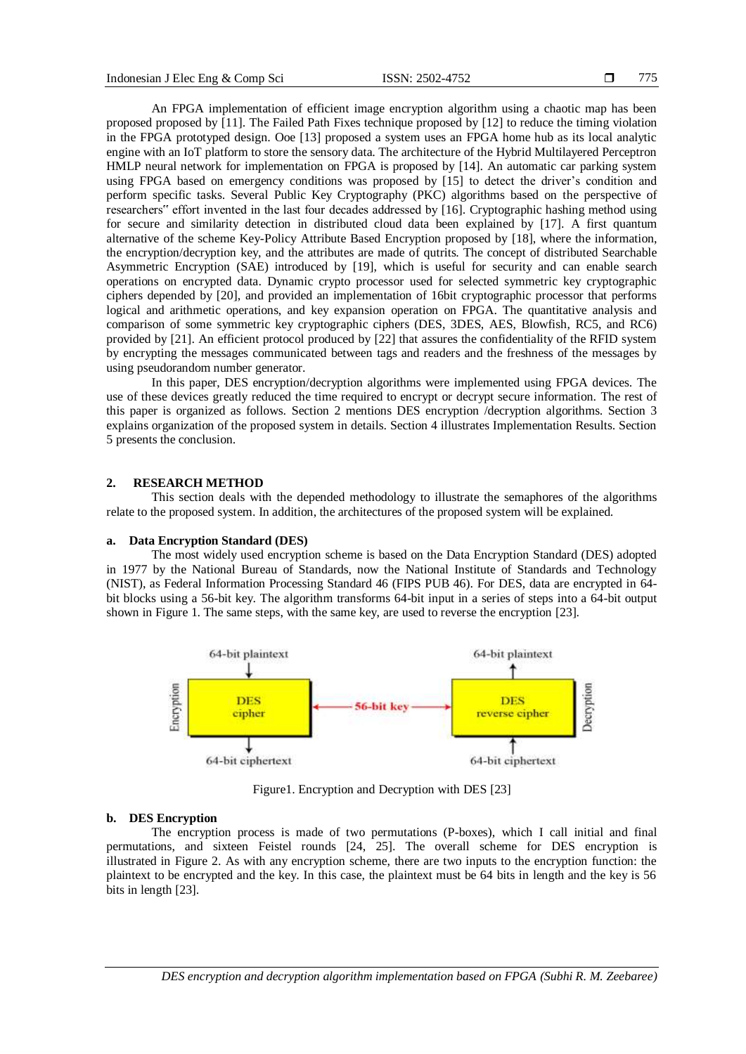An FPGA implementation of efficient image encryption algorithm using a chaotic map has been proposed proposed by [11]. The Failed Path Fixes technique proposed by [12] to reduce the timing violation in the FPGA prototyped design. Ooe [13] proposed a system uses an FPGA home hub as its local analytic engine with an IoT platform to store the sensory data. The architecture of the Hybrid Multilayered Perceptron HMLP neural network for implementation on FPGA is proposed by [14]. An automatic car parking system using FPGA based on emergency conditions was proposed by [15] to detect the driver's condition and perform specific tasks. Several Public Key Cryptography (PKC) algorithms based on the perspective of researchers" effort invented in the last four decades addressed by [16]. Cryptographic hashing method using for secure and similarity detection in distributed cloud data been explained by [17]. A first quantum alternative of the scheme Key-Policy Attribute Based Encryption proposed by [18], where the information, the encryption/decryption key, and the attributes are made of qutrits. The concept of distributed Searchable Asymmetric Encryption (SAE) introduced by [19], which is useful for security and can enable search operations on encrypted data. Dynamic crypto processor used for selected symmetric key cryptographic ciphers depended by [20], and provided an implementation of 16bit cryptographic processor that performs logical and arithmetic operations, and key expansion operation on FPGA. The quantitative analysis and comparison of some symmetric key cryptographic ciphers (DES, 3DES, AES, Blowfish, RC5, and RC6) provided by [21]. An efficient protocol produced by [22] that assures the confidentiality of the RFID system by encrypting the messages communicated between tags and readers and the freshness of the messages by using pseudorandom number generator.

In this paper, DES encryption/decryption algorithms were implemented using FPGA devices. The use of these devices greatly reduced the time required to encrypt or decrypt secure information. The rest of this paper is organized as follows. Section 2 mentions DES encryption /decryption algorithms. Section 3 explains organization of the proposed system in details. Section 4 illustrates Implementation Results. Section 5 presents the conclusion.

## 2. RESEARCH METHOD

This section deals with the depended methodology to illustrate the semaphores of the algorithms relate to the proposed system. In addition, the architectures of the proposed system will be explained.

### a. Data Encryption Standard (DES)

The most widely used encryption scheme is based on the Data Encryption Standard (DES) adopted in 1977 by the National Bureau of Standards, now the National Institute of Standards and Technology (NIST), as Federal Information Processing Standard 46 (FIPS PUB 46). For DES, data are encrypted in 64-bit blocks using a 56-bit key. The algorithm transforms 64-bit input in a series of steps into a 64-bit output shown in Figure 1. The same steps, with the same key, are used to reverse the encryption [23].

Figure1. Encryption and Decryption with DES [23]

### b. DES Encryption

The encryption process is made of two permutations (P-boxes), which I call initial and final permutations, and sixteen Feistel rounds [24, 25]. The overall scheme for DES encryption is illustrated in Figure 2. As with any encryption scheme, there are two inputs to the encryption function: the plaintext to be encrypted and the key. In this case, the plaintext must be 64 bits in length and the key is 56 bits in length [23].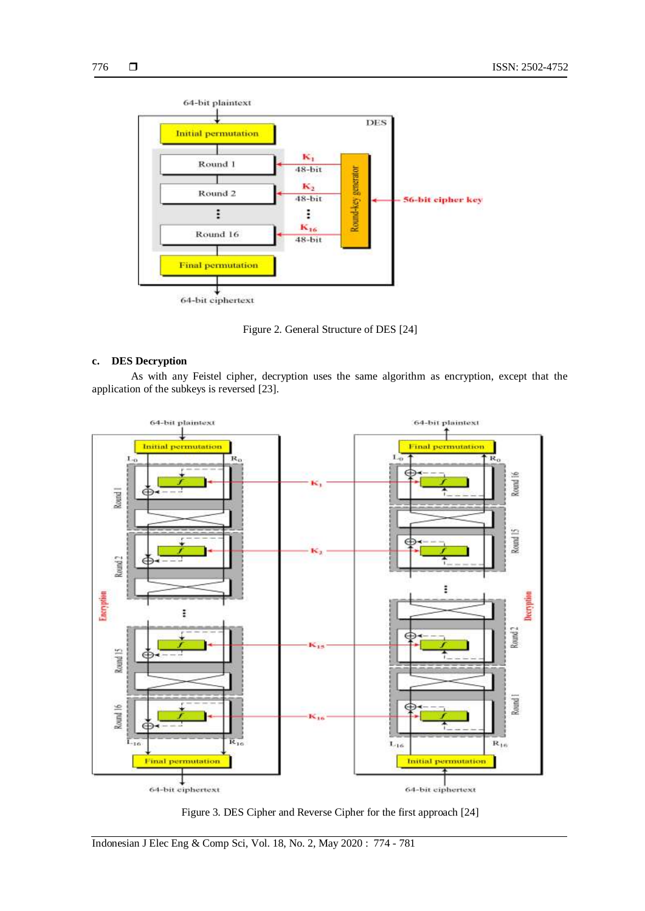Figure 2. General Structure of DES [24]

### c. DES Decryption

As with any Feistel cipher, decryption uses the same algorithm as encryption, except that the application of the subkeys is reversed [23].

Figure 3. DES Cipher and Reverse Cipher for the first approach [24]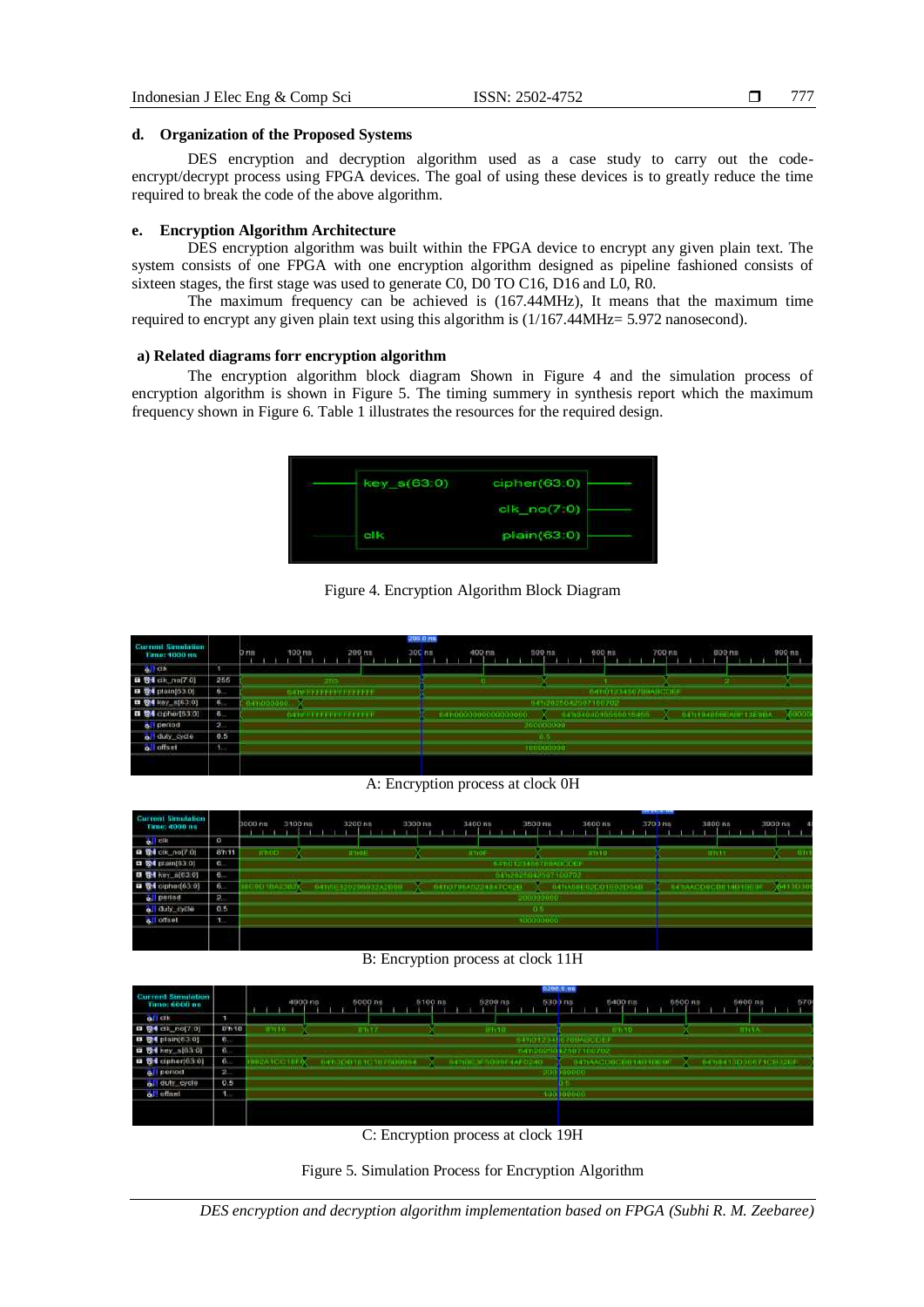#### d. Organization of the Proposed Systems

DES encryption and decryption algorithm used as a case study to carry out the code-encrypt/decrypt process using FPGA devices. The goal of using these devices is to greatly reduce the time required to break the code of the above algorithm.

#### e. Encryption Algorithm Architecture

DES encryption algorithm was built within the FPGA device to encrypt any given plain text. The system consists of one FPGA with one encryption algorithm designed as pipeline fashioned consists of sixteen stages, the first stage was used to generate C0, D0 TO C16, D16 and L0, R0.

The maximum frequency can be achieved is (167.44MHz), It means that the maximum time required to encrypt any given plain text using this algorithm is (1/167.44MHz= 5.972 nanosecond).

#### a) Related diagrams forr encryption algorithm

The encryption algorithm block diagram Shown in Figure 4 and the simulation process of encryption algorithm is shown in Figure 5. The timing summery in synthesis report which the maximum frequency shown in Figure 6. Table 1 illustrates the resources for the required design.

Figure 4. Encryption Algorithm Block Diagram

A: Encryption process at clock 0H

B: Encryption process at clock 11H

C: Encryption process at clock 19H

Figure 5. Simulation Process for Encryption Algorithm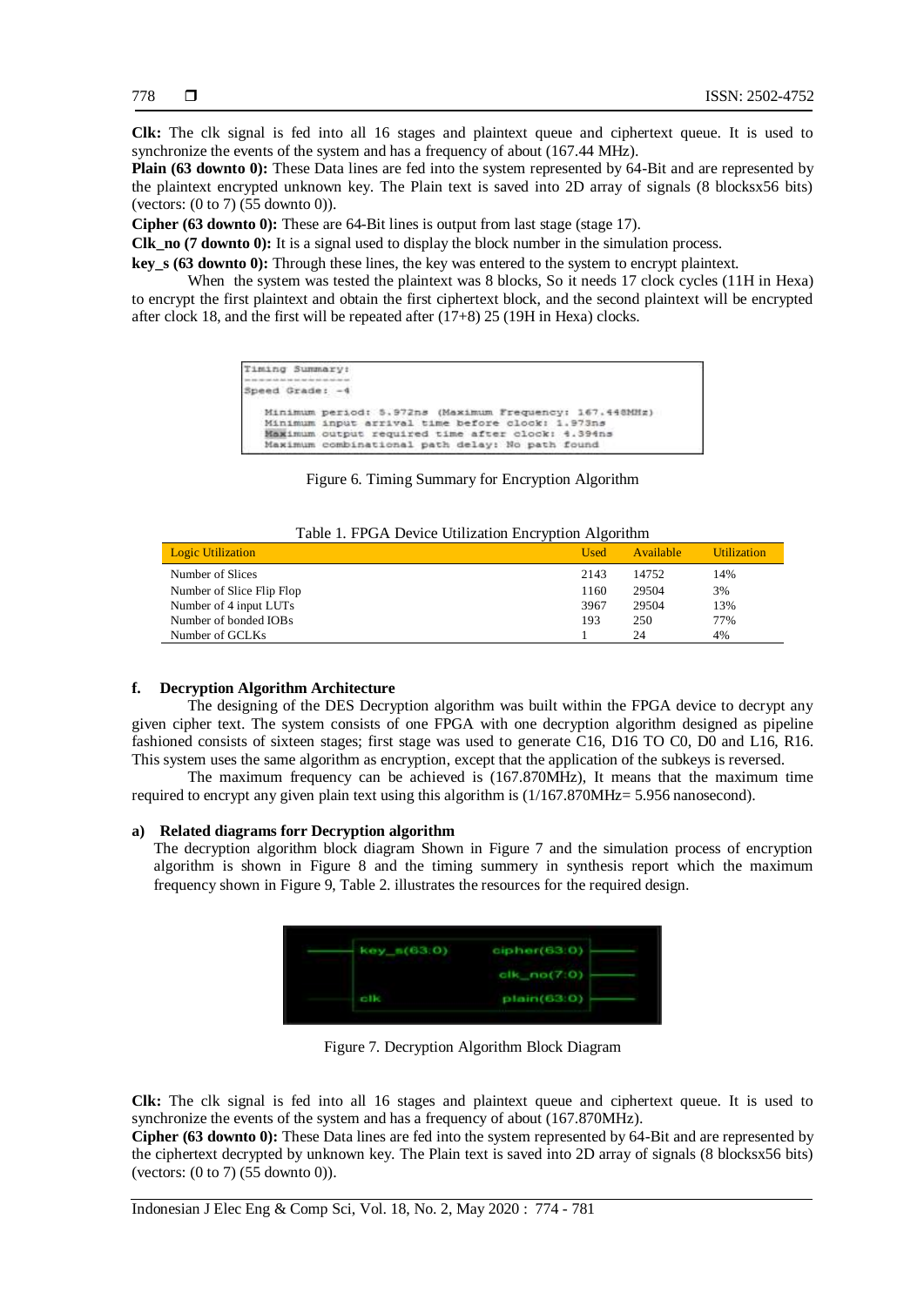**Clk:** The clk signal is fed into all 16 stages and plaintext queue and ciphertext queue. It is used to synchronize the events of the system and has a frequency of about (167.44 MHz).

**Plain (63 downto 0):** These Data lines are fed into the system represented by 64-Bit and are represented by the plaintext encrypted unknown key. The Plain text is saved into 2D array of signals (8 blocksx56 bits) (vectors: (0 to 7) (55 downto 0)).

**Cipher (63 downto 0):** These are 64-Bit lines is output from last stage (stage 17).

**Clk_no (7 downto 0):** It is a signal used to display the block number in the simulation process.

**key_s (63 downto 0):** Through these lines, the key was entered to the system to encrypt plaintext.

When the system was tested the plaintext was 8 blocks, So it needs 17 clock cycles (11H in Hexa) to encrypt the first plaintext and obtain the first ciphertext block, and the second plaintext will be encrypted after clock 18, and the first will be repeated after (17+8) 25 (19H in Hexa) clocks.

```
Timing Summary:
---------------
Speed Grade: -4

   Minimum period: 5.972ns (Maximum Frequency: 167.448MHz)
   Minimum input arrival time before clock: 1.973ns
   Maximum output required time after clock: 4.394ns
   Maximum combinational path delay: No path found
```

Figure 6. Timing Summary for Encryption Algorithm

Table 1. FPGA Device Utilization Encryption Algorithm

| Logic Utilization | Used | Available | Utilization |
|---|---|---|---|
| Number of Slices | 2143 | 14752 | 14% |
| Number of Slice Flip Flop | 1160 | 29504 | 3% |
| Number of 4 input LUTs | 3967 | 29504 | 13% |
| Number of bonded IOBs | 193 | 250 | 77% |
| Number of GCLKs | 1 | 24 | 4% |

### f. Decryption Algorithm Architecture

The designing of the DES Decryption algorithm was built within the FPGA device to decrypt any given cipher text. The system consists of one FPGA with one decryption algorithm designed as pipeline fashioned consists of sixteen stages; first stage was used to generate C16, D16 TO C0, D0 and L16, R16. This system uses the same algorithm as encryption, except that the application of the subkeys is reversed.

The maximum frequency can be achieved is (167.870MHz), It means that the maximum time required to encrypt any given plain text using this algorithm is (1/167.870MHz= 5.956 nanosecond).

### a) Related diagrams forr Decryption algorithm

The decryption algorithm block diagram Shown in Figure 7 and the simulation process of encryption algorithm is shown in Figure 8 and the timing summery in synthesis report which the maximum frequency shown in Figure 9, Table 2. illustrates the resources for the required design.

```
key_s(63:0)    cipher(63:0)
               clk_no(7:0)
clk            plain(63:0)
```

Figure 7. Decryption Algorithm Block Diagram

**Clk:** The clk signal is fed into all 16 stages and plaintext queue and ciphertext queue. It is used to synchronize the events of the system and has a frequency of about (167.870MHz).

**Cipher (63 downto 0):** These Data lines are fed into the system represented by 64-Bit and are represented by the ciphertext decrypted by unknown key. The Plain text is saved into 2D array of signals (8 blocksx56 bits) (vectors: (0 to 7) (55 downto 0)).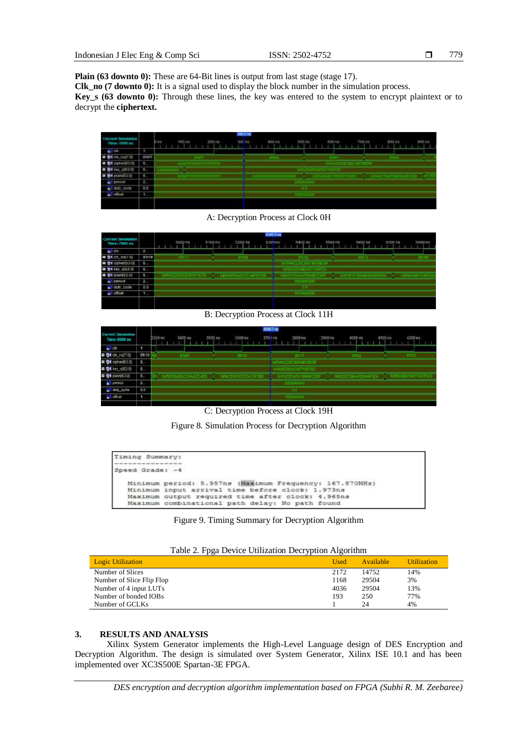**Plain (63 downto 0):** These are 64-Bit lines is output from last stage (stage 17).
**Clk_no (7 downto 0):** It is a signal used to display the block number in the simulation process.
**Key_s (63 downto 0):** Through these lines, the key was entered to the system to encrypt plaintext or to decrypt the **ciphertext.**

A: Decryption Process at Clock 0H

B: Decryption Process at Clock 11H

C: Decryption Process at Clock 19H

Figure 8. Simulation Process for Decryption Algorithm

```
Timing Summary:
---------------
Speed Grade: -4

   Minimum period: 5.957ns (Maximum Frequency: 167.870MHz)
   Minimum input arrival time before clock: 1.973ns
   Maximum output required time after clock: 4.965ns
   Maximum combinational path delay: No path found
```

Figure 9. Timing Summary for Decryption Algorithm

Table 2. Fpga Device Utilization Decryption Algorithm

| Logic Utilization | Used | Available | Utilization |
|---|---|---|---|
| Number of Slices | 2172 | 14752 | 14% |
| Number of Slice Flip Flop | 1168 | 29504 | 3% |
| Number of 4 input LUTs | 4036 | 29504 | 13% |
| Number of bonded IOBs | 193 | 250 | 77% |
| Number of GCLKs | 1 | 24 | 4% |

## 3. RESULTS AND ANALYSIS

Xilinx System Generator implements the High-Level Language design of DES Encryption and Decryption Algorithm. The design is simulated over System Generator, Xilinx ISE 10.1 and has been implemented over XC3S500E Spartan-3E FPGA.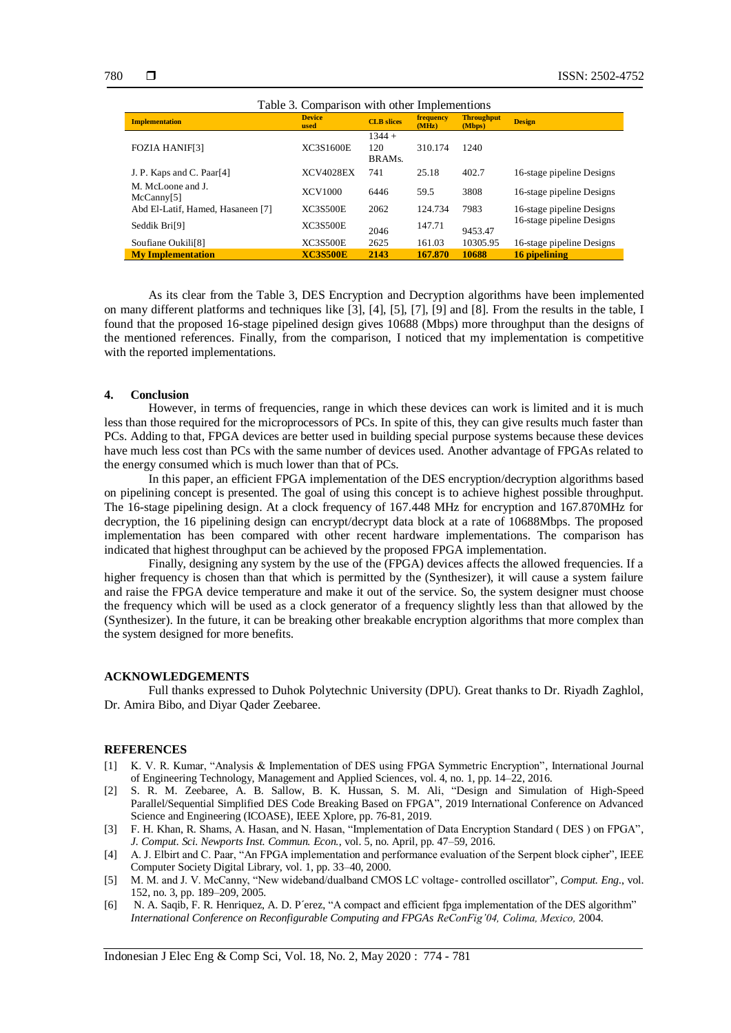Table 3. Comparison with other Implementations

| Implementation | Device used | CLB slices | frequency (MHz) | Throughput (Mbps) | Design |
|---|---|---|---|---|---|
| FOZIA HANIF[3] | XC3S1600E | 1344 + 120 BRAMs. | 310.174 | 1240 | |
| J. P. Kaps and C. Paar[4] | XCV4028EX | 741 | 25.18 | 402.7 | 16-stage pipeline Designs |
| M. McLoone and J. McCanny[5] | XCV1000 | 6446 | 59.5 | 3808 | 16-stage pipeline Designs |
| Abd El-Latif, Hamed, Hasaneen [7] | XC3S500E | 2062 | 124.734 | 7983 | 16-stage pipeline Designs |
| Seddik Bri[9] | XC3S500E | 2046 | 147.71 | 9453.47 | 16-stage pipeline Designs |
| Soufiane Oukili[8] | XC3S500E | 2625 | 161.03 | 10305.95 | 16-stage pipeline Designs |
| **My Implementation** | **XC3S500E** | **2143** | **167.870** | **10688** | **16 pipelining** |

As its clear from the Table 3, DES Encryption and Decryption algorithms have been implemented on many different platforms and techniques like [3], [4], [5], [7], [9] and [8]. From the results in the table, I found that the proposed 16-stage pipelined design gives 10688 (Mbps) more throughput than the designs of the mentioned references. Finally, from the comparison, I noticed that my implementation is competitive with the reported implementations.

## 4. Conclusion

However, in terms of frequencies, range in which these devices can work is limited and it is much less than those required for the microprocessors of PCs. In spite of this, they can give results much faster than PCs. Adding to that, FPGA devices are better used in building special purpose systems because these devices have much less cost than PCs with the same number of devices used. Another advantage of FPGAs related to the energy consumed which is much lower than that of PCs.

In this paper, an efficient FPGA implementation of the DES encryption/decryption algorithms based on pipelining concept is presented. The goal of using this concept is to achieve highest possible throughput. The 16-stage pipelining design. At a clock frequency of 167.448 MHz for encryption and 167.870MHz for decryption, the 16 pipelining design can encrypt/decrypt data block at a rate of 10688Mbps. The proposed implementation has been compared with other recent hardware implementations. The comparison has indicated that highest throughput can be achieved by the proposed FPGA implementation.

Finally, designing any system by the use of the (FPGA) devices affects the allowed frequencies. If a higher frequency is chosen than that which is permitted by the (Synthesizer), it will cause a system failure and raise the FPGA device temperature and make it out of the service. So, the system designer must choose the frequency which will be used as a clock generator of a frequency slightly less than that allowed by the (Synthesizer). In the future, it can be breaking other breakable encryption algorithms that more complex than the system designed for more benefits.

## ACKNOWLEDGEMENTS

Full thanks expressed to Duhok Polytechnic University (DPU). Great thanks to Dr. Riyadh Zaghlol, Dr. Amira Bibo, and Diyar Qader Zeebaree.

## REFERENCES

[1] K. V. R. Kumar, "Analysis & Implementation of DES using FPGA Symmetric Encryption", International Journal of Engineering Technology, Management and Applied Sciences, vol. 4, no. 1, pp. 14–22, 2016.

[2] S. R. M. Zeebaree, A. B. Sallow, B. K. Hussan, S. M. Ali, "Design and Simulation of High-Speed Parallel/Sequential Simplified DES Code Breaking Based on FPGA", 2019 International Conference on Advanced Science and Engineering (ICOASE), IEEE Xplore, pp. 76-81, 2019.

[3] F. H. Khan, R. Shams, A. Hasan, and N. Hasan, "Implementation of Data Encryption Standard ( DES ) on FPGA", *J. Comput. Sci. Newports Inst. Commun. Econ.*, vol. 5, no. April, pp. 47–59, 2016.

[4] A. J. Elbirt and C. Paar, "An FPGA implementation and performance evaluation of the Serpent block cipher", IEEE Computer Society Digital Library, vol. 1, pp. 33–40, 2000.

[5] M. M. and J. V. McCanny, "New wideband/dualband CMOS LC voltage- controlled oscillator", *Comput. Eng.*, vol. 152, no. 3, pp. 189–209, 2005.

[6] N. A. Saqib, F. R. Henriquez, A. D. P´erez, "A compact and efficient fpga implementation of the DES algorithm" *International Conference on Reconfigurable Computing and FPGAs ReConFig'04, Colima, Mexico,* 2004.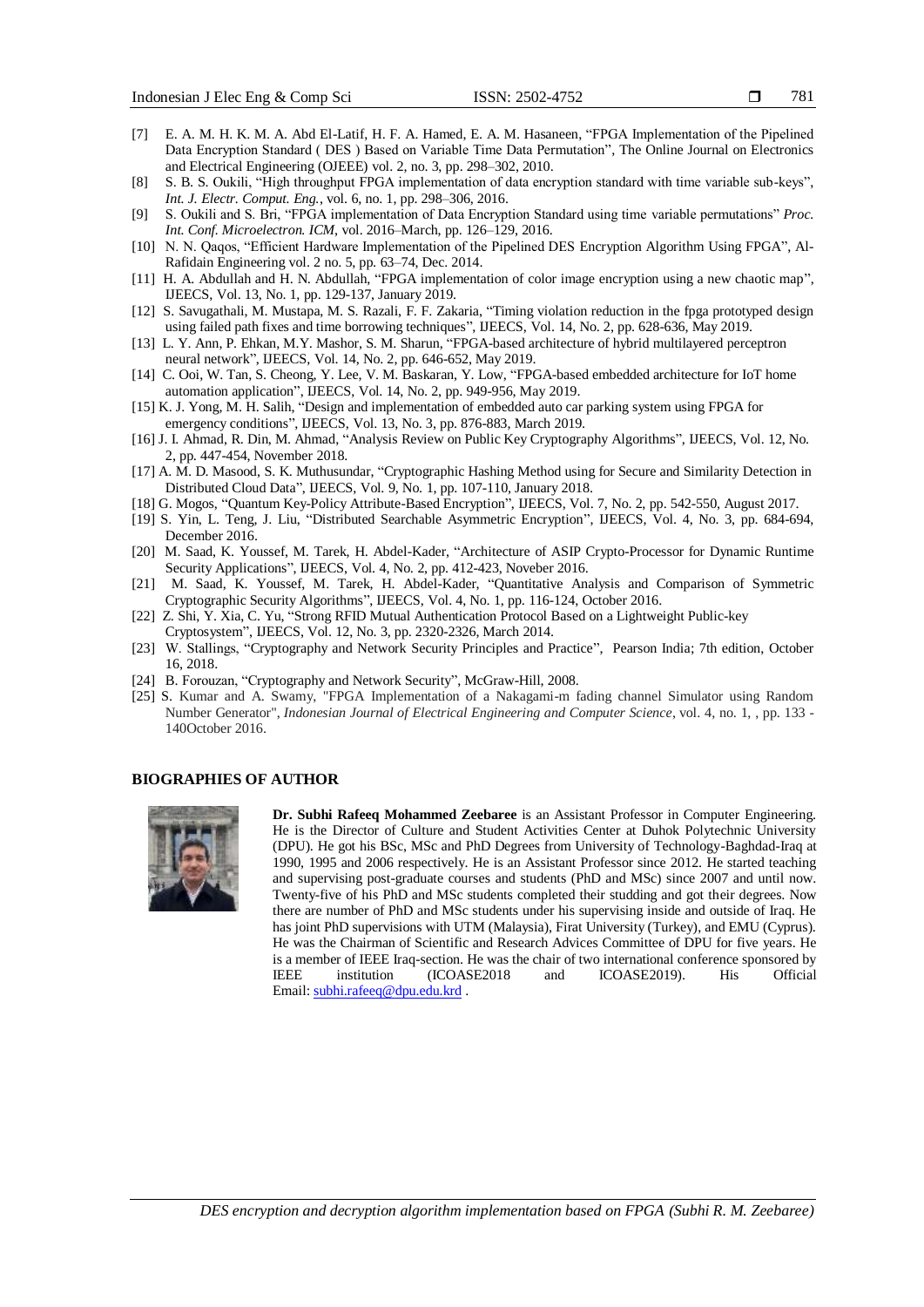[7] E. A. M. H. K. M. A. Abd El-Latif, H. F. A. Hamed, E. A. M. Hasaneen, "FPGA Implementation of the Pipelined Data Encryption Standard ( DES ) Based on Variable Time Data Permutation", The Online Journal on Electronics and Electrical Engineering (OJEEE) vol. 2, no. 3, pp. 298–302, 2010.

[8] S. B. S. Oukili, "High throughput FPGA implementation of data encryption standard with time variable sub-keys", *Int. J. Electr. Comput. Eng.*, vol. 6, no. 1, pp. 298–306, 2016.

[9] S. Oukili and S. Bri, "FPGA implementation of Data Encryption Standard using time variable permutations" *Proc. Int. Conf. Microelectron. ICM*, vol. 2016–March, pp. 126–129, 2016.

[10] N. N. Qaqos, "Efficient Hardware Implementation of the Pipelined DES Encryption Algorithm Using FPGA", Al-Rafidain Engineering vol. 2 no. 5, pp. 63–74, Dec. 2014.

[11] H. A. Abdullah and H. N. Abdullah, "FPGA implementation of color image encryption using a new chaotic map", IJEECS, Vol. 13, No. 1, pp. 129-137, January 2019.

[12] S. Savugathali, M. Mustapa, M. S. Razali, F. F. Zakaria, "Timing violation reduction in the fpga prototyped design using failed path fixes and time borrowing techniques", IJEECS, Vol. 14, No. 2, pp. 628-636, May 2019.

[13] L. Y. Ann, P. Ehkan, M.Y. Mashor, S. M. Sharun, "FPGA-based architecture of hybrid multilayered perceptron neural network", IJEECS, Vol. 14, No. 2, pp. 646-652, May 2019.

[14] C. Ooi, W. Tan, S. Cheong, Y. Lee, V. M. Baskaran, Y. Low, "FPGA-based embedded architecture for IoT home automation application", IJEECS, Vol. 14, No. 2, pp. 949-956, May 2019.

[15] K. J. Yong, M. H. Salih, "Design and implementation of embedded auto car parking system using FPGA for emergency conditions", IJEECS, Vol. 13, No. 3, pp. 876-883, March 2019.

[16] J. I. Ahmad, R. Din, M. Ahmad, "Analysis Review on Public Key Cryptography Algorithms", IJEECS, Vol. 12, No. 2, pp. 447-454, November 2018.

[17] A. M. D. Masood, S. K. Muthusundar, "Cryptographic Hashing Method using for Secure and Similarity Detection in Distributed Cloud Data", IJEECS, Vol. 9, No. 1, pp. 107-110, January 2018.

[18] G. Mogos, "Quantum Key-Policy Attribute-Based Encryption", IJEECS, Vol. 7, No. 2, pp. 542-550, August 2017.

[19] S. Yin, L. Teng, J. Liu, "Distributed Searchable Asymmetric Encryption", IJEECS, Vol. 4, No. 3, pp. 684-694, December 2016.

[20] M. Saad, K. Youssef, M. Tarek, H. Abdel-Kader, "Architecture of ASIP Crypto-Processor for Dynamic Runtime Security Applications", IJEECS, Vol. 4, No. 2, pp. 412-423, Noveber 2016.

[21] M. Saad, K. Youssef, M. Tarek, H. Abdel-Kader, "Quantitative Analysis and Comparison of Symmetric Cryptographic Security Algorithms", IJEECS, Vol. 4, No. 1, pp. 116-124, October 2016.

[22] Z. Shi, Y. Xia, C. Yu, "Strong RFID Mutual Authentication Protocol Based on a Lightweight Public-key Cryptosystem", IJEECS, Vol. 12, No. 3, pp. 2320-2326, March 2014.

[23] W. Stallings, "Cryptography and Network Security Principles and Practice", Pearson India; 7th edition, October 16, 2018.

[24] B. Forouzan, "Cryptography and Network Security", McGraw-Hill, 2008.

[25] S. Kumar and A. Swamy, "FPGA Implementation of a Nakagami-m fading channel Simulator using Random Number Generator", *Indonesian Journal of Electrical Engineering and Computer Science*, vol. 4, no. 1, , pp. 133 - 140October 2016.

## BIOGRAPHIES OF AUTHOR

**Dr. Subhi Rafeeq Mohammed Zeebaree** is an Assistant Professor in Computer Engineering. He is the Director of Culture and Student Activities Center at Duhok Polytechnic University (DPU). He got his BSc, MSc and PhD Degrees from University of Technology-Baghdad-Iraq at 1990, 1995 and 2006 respectively. He is an Assistant Professor since 2012. He started teaching and supervising post-graduate courses and students (PhD and MSc) since 2007 and until now. Twenty-five of his PhD and MSc students completed their studding and got their degrees. Now there are number of PhD and MSc students under his supervising inside and outside of Iraq. He has joint PhD supervisions with UTM (Malaysia), Firat University (Turkey), and EMU (Cyprus). He was the Chairman of Scientific and Research Advices Committee of DPU for five years. He is a member of IEEE Iraq-section. He was the chair of two international conference sponsored by IEEE institution (ICOASE2018 and ICOASE2019). His Official Email: subhi.rafeeq@dpu.edu.krd .